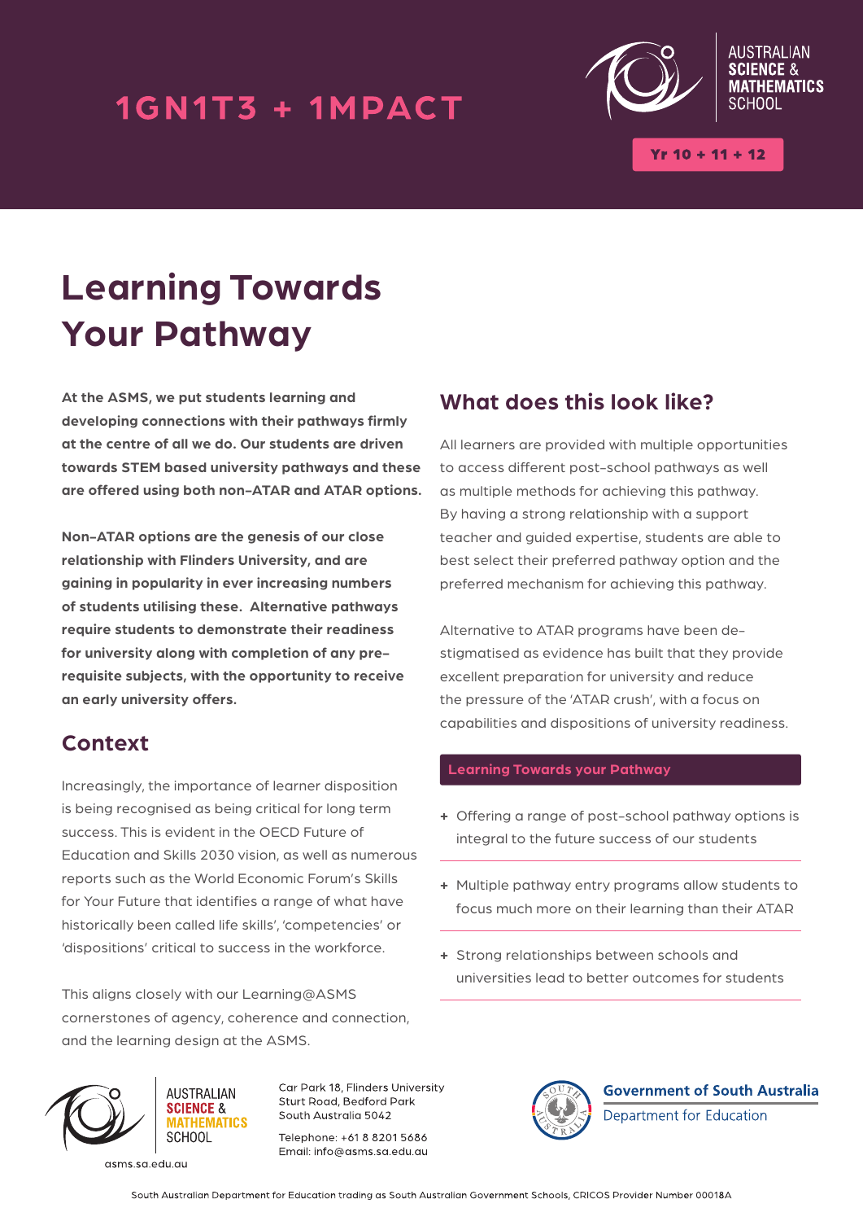# 1GN1T3 + 1MPACT

AUSTRALIAN SCIENCE & MATHEMATICS SCHOOL

Yr 10 + 11 + 12

# Learning Towards Your Pathway

**At the ASMS, we put students learning and developing connections with their pathways firmly at the centre of all we do. Our students are driven towards STEM based university pathways and these are offered using both non-ATAR and ATAR options.**

**Non-ATAR options are the genesis of our close relationship with Flinders University, and are gaining in popularity in ever increasing numbers of students utilising these. Alternative pathways require students to demonstrate their readiness for university along with completion of any pre-requisite subjects, with the opportunity to receive an early university offers.**

## Context

Increasingly, the importance of learner disposition is being recognised as being critical for long term success. This is evident in the OECD Future of Education and Skills 2030 vision, as well as numerous reports such as the World Economic Forum's Skills for Your Future that identifies a range of what have historically been called life skills', 'competencies' or 'dispositions' critical to success in the workforce.

This aligns closely with our Learning@ASMS cornerstones of agency, coherence and connection, and the learning design at the ASMS.

## What does this look like?

All learners are provided with multiple opportunities to access different post-school pathways as well as multiple methods for achieving this pathway. By having a strong relationship with a support teacher and guided expertise, students are able to best select their preferred pathway option and the preferred mechanism for achieving this pathway.

Alternative to ATAR programs have been de-stigmatised as evidence has built that they provide excellent preparation for university and reduce the pressure of the 'ATAR crush', with a focus on capabilities and dispositions of university readiness.

### Learning Towards your Pathway

+ Offering a range of post-school pathway options is integral to the future success of our students
+ Multiple pathway entry programs allow students to focus much more on their learning than their ATAR
+ Strong relationships between schools and universities lead to better outcomes for students

AUSTRALIAN SCIENCE & MATHEMATICS SCHOOL

asms.sa.edu.au

Car Park 18, Flinders University
Sturt Road, Bedford Park
South Australia 5042

Telephone: +61 8 8201 5686
Email: info@asms.sa.edu.au

Government of South Australia
Department for Education

South Australian Department for Education trading as South Australian Government Schools, CRICOS Provider Number 00018A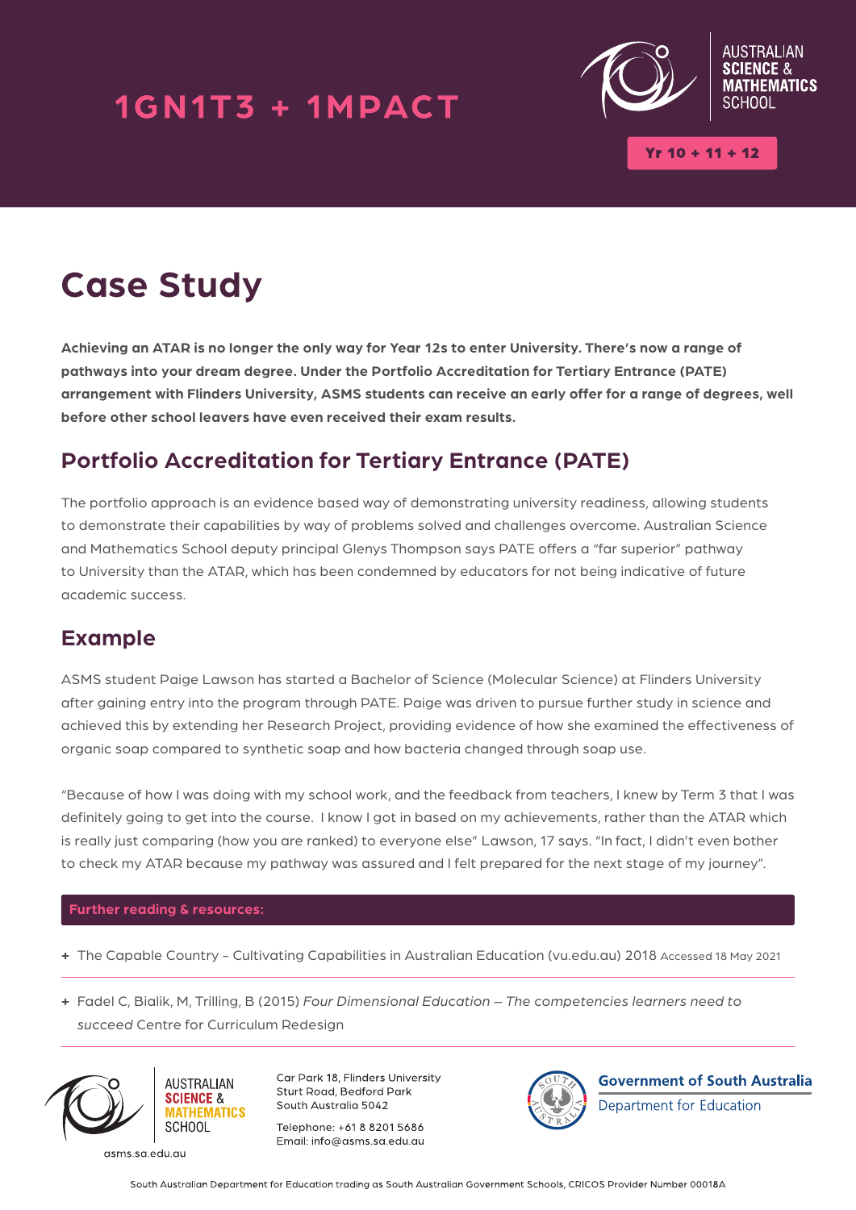# 1GN1T3 + 1MPACT

AUSTRALIAN SCIENCE & MATHEMATICS SCHOOL

Yr 10 + 11 + 12

# Case Study

**Achieving an ATAR is no longer the only way for Year 12s to enter University. There's now a range of pathways into your dream degree. Under the Portfolio Accreditation for Tertiary Entrance (PATE) arrangement with Flinders University, ASMS students can receive an early offer for a range of degrees, well before other school leavers have even received their exam results.**

## Portfolio Accreditation for Tertiary Entrance (PATE)

The portfolio approach is an evidence based way of demonstrating university readiness, allowing students to demonstrate their capabilities by way of problems solved and challenges overcome. Australian Science and Mathematics School deputy principal Glenys Thompson says PATE offers a "far superior" pathway to University than the ATAR, which has been condemned by educators for not being indicative of future academic success.

## Example

ASMS student Paige Lawson has started a Bachelor of Science (Molecular Science) at Flinders University after gaining entry into the program through PATE. Paige was driven to pursue further study in science and achieved this by extending her Research Project, providing evidence of how she examined the effectiveness of organic soap compared to synthetic soap and how bacteria changed through soap use.

"Because of how I was doing with my school work, and the feedback from teachers, I knew by Term 3 that I was definitely going to get into the course. I know I got in based on my achievements, rather than the ATAR which is really just comparing (how you are ranked) to everyone else" Lawson, 17 says. "In fact, I didn't even bother to check my ATAR because my pathway was assured and I felt prepared for the next stage of my journey".

**Further reading & resources:**

+ The Capable Country – Cultivating Capabilities in Australian Education (vu.edu.au) 2018 Accessed 18 May 2021
+ Fadel C, Bialik, M, Trilling, B (2015) *Four Dimensional Education – The competencies learners need to succeed* Centre for Curriculum Redesign

AUSTRALIAN SCIENCE & MATHEMATICS SCHOOL

asms.sa.edu.au

Car Park 18, Flinders University
Sturt Road, Bedford Park
South Australia 5042

Telephone: +61 8 8201 5686
Email: info@asms.sa.edu.au

Government of South Australia
Department for Education

South Australian Department for Education trading as South Australian Government Schools, CRICOS Provider Number 00018A